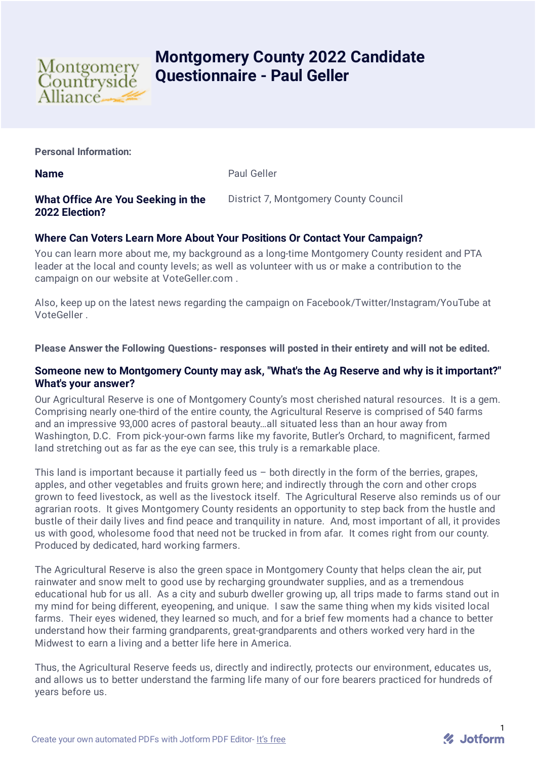# Montgomery County 2022 Candidate Questionnaire - Paul Geller

**Personal Information:**

**Name**

Paul Geller

**What Office Are You Seeking in the 2022 Election?**

District 7, Montgomery County Council

**Where Can Voters Learn More About Your Positions Or Contact Your Campaign?**

You can learn more about me, my background as a long-time Montgomery County resident and PTA leader at the local and county levels; as well as volunteer with us or make a contribution to the campaign on our website at VoteGeller.com .

Also, keep up on the latest news regarding the campaign on Facebook/Twitter/Instagram/YouTube at VoteGeller .

**Please Answer the Following Questions- responses will posted in their entirety and will not be edited.**

**Someone new to Montgomery County may ask, "What's the Ag Reserve and why is it important?" What's your answer?**

Our Agricultural Reserve is one of Montgomery County's most cherished natural resources. It is a gem. Comprising nearly one-third of the entire county, the Agricultural Reserve is comprised of 540 farms and an impressive 93,000 acres of pastoral beauty…all situated less than an hour away from Washington, D.C. From pick-your-own farms like my favorite, Butler's Orchard, to magnificent, farmed land stretching out as far as the eye can see, this truly is a remarkable place.

This land is important because it partially feed us – both directly in the form of the berries, grapes, apples, and other vegetables and fruits grown here; and indirectly through the corn and other crops grown to feed livestock, as well as the livestock itself. The Agricultural Reserve also reminds us of our agrarian roots. It gives Montgomery County residents an opportunity to step back from the hustle and bustle of their daily lives and find peace and tranquility in nature. And, most important of all, it provides us with good, wholesome food that need not be trucked in from afar. It comes right from our county. Produced by dedicated, hard working farmers.

The Agricultural Reserve is also the green space in Montgomery County that helps clean the air, put rainwater and snow melt to good use by recharging groundwater supplies, and as a tremendous educational hub for us all. As a city and suburb dweller growing up, all trips made to farms stand out in my mind for being different, eyeopening, and unique. I saw the same thing when my kids visited local farms. Their eyes widened, they learned so much, and for a brief few moments had a chance to better understand how their farming grandparents, great-grandparents and others worked very hard in the Midwest to earn a living and a better life here in America.

Thus, the Agricultural Reserve feeds us, directly and indirectly, protects our environment, educates us, and allows us to better understand the farming life many of our fore bearers practiced for hundreds of years before us.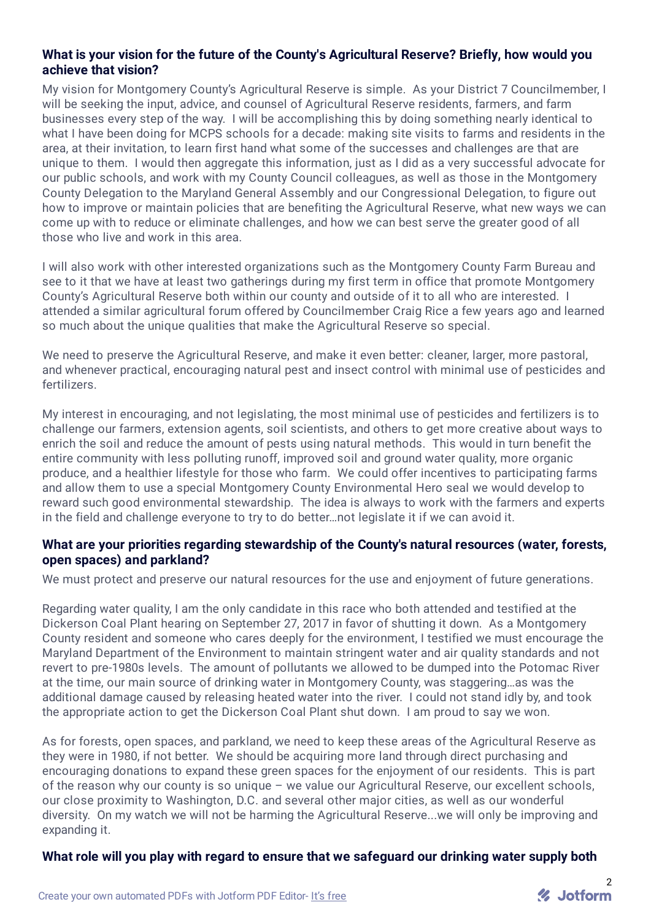**What is your vision for the future of the County's Agricultural Reserve? Briefly, how would you achieve that vision?**

My vision for Montgomery County's Agricultural Reserve is simple. As your District 7 Councilmember, I will be seeking the input, advice, and counsel of Agricultural Reserve residents, farmers, and farm businesses every step of the way. I will be accomplishing this by doing something nearly identical to what I have been doing for MCPS schools for a decade: making site visits to farms and residents in the area, at their invitation, to learn first hand what some of the successes and challenges are that are unique to them. I would then aggregate this information, just as I did as a very successful advocate for our public schools, and work with my County Council colleagues, as well as those in the Montgomery County Delegation to the Maryland General Assembly and our Congressional Delegation, to figure out how to improve or maintain policies that are benefiting the Agricultural Reserve, what new ways we can come up with to reduce or eliminate challenges, and how we can best serve the greater good of all those who live and work in this area.

I will also work with other interested organizations such as the Montgomery County Farm Bureau and see to it that we have at least two gatherings during my first term in office that promote Montgomery County's Agricultural Reserve both within our county and outside of it to all who are interested. I attended a similar agricultural forum offered by Councilmember Craig Rice a few years ago and learned so much about the unique qualities that make the Agricultural Reserve so special.

We need to preserve the Agricultural Reserve, and make it even better: cleaner, larger, more pastoral, and whenever practical, encouraging natural pest and insect control with minimal use of pesticides and fertilizers.

My interest in encouraging, and not legislating, the most minimal use of pesticides and fertilizers is to challenge our farmers, extension agents, soil scientists, and others to get more creative about ways to enrich the soil and reduce the amount of pests using natural methods. This would in turn benefit the entire community with less polluting runoff, improved soil and ground water quality, more organic produce, and a healthier lifestyle for those who farm. We could offer incentives to participating farms and allow them to use a special Montgomery County Environmental Hero seal we would develop to reward such good environmental stewardship. The idea is always to work with the farmers and experts in the field and challenge everyone to try to do better…not legislate it if we can avoid it.

**What are your priorities regarding stewardship of the County's natural resources (water, forests, open spaces) and parkland?**

We must protect and preserve our natural resources for the use and enjoyment of future generations.

Regarding water quality, I am the only candidate in this race who both attended and testified at the Dickerson Coal Plant hearing on September 27, 2017 in favor of shutting it down. As a Montgomery County resident and someone who cares deeply for the environment, I testified we must encourage the Maryland Department of the Environment to maintain stringent water and air quality standards and not revert to pre-1980s levels. The amount of pollutants we allowed to be dumped into the Potomac River at the time, our main source of drinking water in Montgomery County, was staggering…as was the additional damage caused by releasing heated water into the river. I could not stand idly by, and took the appropriate action to get the Dickerson Coal Plant shut down. I am proud to say we won.

As for forests, open spaces, and parkland, we need to keep these areas of the Agricultural Reserve as they were in 1980, if not better. We should be acquiring more land through direct purchasing and encouraging donations to expand these green spaces for the enjoyment of our residents. This is part of the reason why our county is so unique – we value our Agricultural Reserve, our excellent schools, our close proximity to Washington, D.C. and several other major cities, as well as our wonderful diversity. On my watch we will not be harming the Agricultural Reserve...we will only be improving and expanding it.

**What role will you play with regard to ensure that we safeguard our drinking water supply both**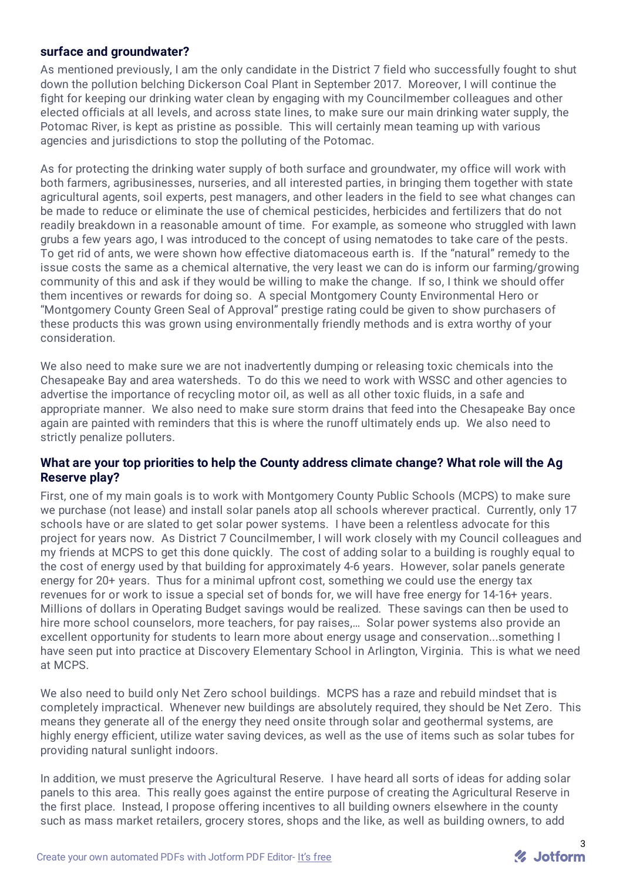**surface and groundwater?**

As mentioned previously, I am the only candidate in the District 7 field who successfully fought to shut down the pollution belching Dickerson Coal Plant in September 2017. Moreover, I will continue the fight for keeping our drinking water clean by engaging with my Councilmember colleagues and other elected officials at all levels, and across state lines, to make sure our main drinking water supply, the Potomac River, is kept as pristine as possible. This will certainly mean teaming up with various agencies and jurisdictions to stop the polluting of the Potomac.

As for protecting the drinking water supply of both surface and groundwater, my office will work with both farmers, agribusinesses, nurseries, and all interested parties, in bringing them together with state agricultural agents, soil experts, pest managers, and other leaders in the field to see what changes can be made to reduce or eliminate the use of chemical pesticides, herbicides and fertilizers that do not readily breakdown in a reasonable amount of time. For example, as someone who struggled with lawn grubs a few years ago, I was introduced to the concept of using nematodes to take care of the pests. To get rid of ants, we were shown how effective diatomaceous earth is. If the "natural" remedy to the issue costs the same as a chemical alternative, the very least we can do is inform our farming/growing community of this and ask if they would be willing to make the change. If so, I think we should offer them incentives or rewards for doing so. A special Montgomery County Environmental Hero or "Montgomery County Green Seal of Approval" prestige rating could be given to show purchasers of these products this was grown using environmentally friendly methods and is extra worthy of your consideration.

We also need to make sure we are not inadvertently dumping or releasing toxic chemicals into the Chesapeake Bay and area watersheds. To do this we need to work with WSSC and other agencies to advertise the importance of recycling motor oil, as well as all other toxic fluids, in a safe and appropriate manner. We also need to make sure storm drains that feed into the Chesapeake Bay once again are painted with reminders that this is where the runoff ultimately ends up. We also need to strictly penalize polluters.

**What are your top priorities to help the County address climate change? What role will the Ag Reserve play?**

First, one of my main goals is to work with Montgomery County Public Schools (MCPS) to make sure we purchase (not lease) and install solar panels atop all schools wherever practical. Currently, only 17 schools have or are slated to get solar power systems. I have been a relentless advocate for this project for years now. As District 7 Councilmember, I will work closely with my Council colleagues and my friends at MCPS to get this done quickly. The cost of adding solar to a building is roughly equal to the cost of energy used by that building for approximately 4-6 years. However, solar panels generate energy for 20+ years. Thus for a minimal upfront cost, something we could use the energy tax revenues for or work to issue a special set of bonds for, we will have free energy for 14-16+ years. Millions of dollars in Operating Budget savings would be realized. These savings can then be used to hire more school counselors, more teachers, for pay raises,… Solar power systems also provide an excellent opportunity for students to learn more about energy usage and conservation...something I have seen put into practice at Discovery Elementary School in Arlington, Virginia. This is what we need at MCPS.

We also need to build only Net Zero school buildings. MCPS has a raze and rebuild mindset that is completely impractical. Whenever new buildings are absolutely required, they should be Net Zero. This means they generate all of the energy they need onsite through solar and geothermal systems, are highly energy efficient, utilize water saving devices, as well as the use of items such as solar tubes for providing natural sunlight indoors.

In addition, we must preserve the Agricultural Reserve. I have heard all sorts of ideas for adding solar panels to this area. This really goes against the entire purpose of creating the Agricultural Reserve in the first place. Instead, I propose offering incentives to all building owners elsewhere in the county such as mass market retailers, grocery stores, shops and the like, as well as building owners, to add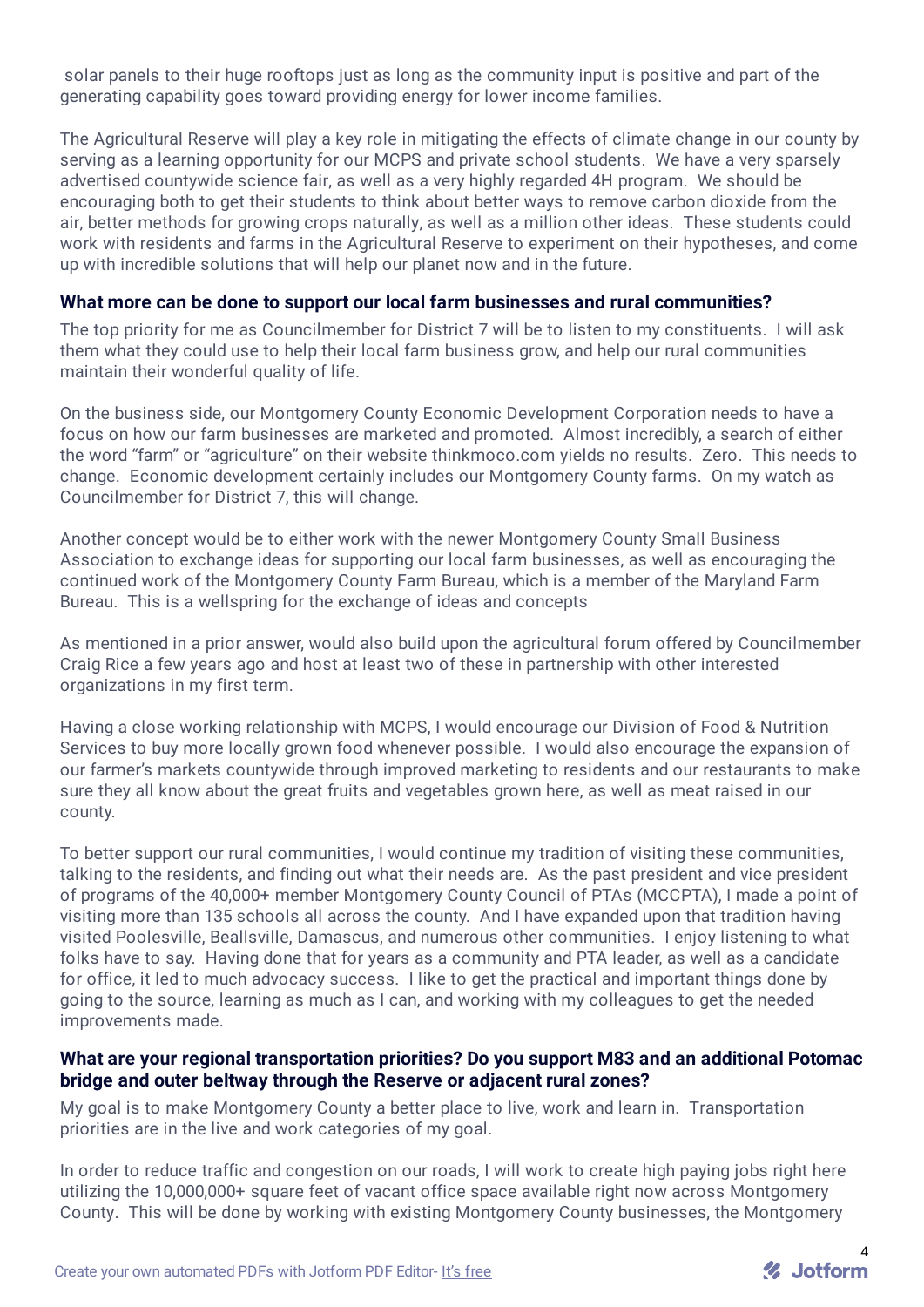solar panels to their huge rooftops just as long as the community input is positive and part of the generating capability goes toward providing energy for lower income families.

The Agricultural Reserve will play a key role in mitigating the effects of climate change in our county by serving as a learning opportunity for our MCPS and private school students. We have a very sparsely advertised countywide science fair, as well as a very highly regarded 4H program. We should be encouraging both to get their students to think about better ways to remove carbon dioxide from the air, better methods for growing crops naturally, as well as a million other ideas. These students could work with residents and farms in the Agricultural Reserve to experiment on their hypotheses, and come up with incredible solutions that will help our planet now and in the future.

### What more can be done to support our local farm businesses and rural communities?

The top priority for me as Councilmember for District 7 will be to listen to my constituents. I will ask them what they could use to help their local farm business grow, and help our rural communities maintain their wonderful quality of life.

On the business side, our Montgomery County Economic Development Corporation needs to have a focus on how our farm businesses are marketed and promoted. Almost incredibly, a search of either the word “farm” or “agriculture” on their website thinkmoco.com yields no results. Zero. This needs to change. Economic development certainly includes our Montgomery County farms. On my watch as Councilmember for District 7, this will change.

Another concept would be to either work with the newer Montgomery County Small Business Association to exchange ideas for supporting our local farm businesses, as well as encouraging the continued work of the Montgomery County Farm Bureau, which is a member of the Maryland Farm Bureau. This is a wellspring for the exchange of ideas and concepts

As mentioned in a prior answer, would also build upon the agricultural forum offered by Councilmember Craig Rice a few years ago and host at least two of these in partnership with other interested organizations in my first term.

Having a close working relationship with MCPS, I would encourage our Division of Food & Nutrition Services to buy more locally grown food whenever possible. I would also encourage the expansion of our farmer’s markets countywide through improved marketing to residents and our restaurants to make sure they all know about the great fruits and vegetables grown here, as well as meat raised in our county.

To better support our rural communities, I would continue my tradition of visiting these communities, talking to the residents, and finding out what their needs are. As the past president and vice president of programs of the 40,000+ member Montgomery County Council of PTAs (MCCPTA), I made a point of visiting more than 135 schools all across the county. And I have expanded upon that tradition having visited Poolesville, Beallsville, Damascus, and numerous other communities. I enjoy listening to what folks have to say. Having done that for years as a community and PTA leader, as well as a candidate for office, it led to much advocacy success. I like to get the practical and important things done by going to the source, learning as much as I can, and working with my colleagues to get the needed improvements made.

### What are your regional transportation priorities? Do you support M83 and an additional Potomac bridge and outer beltway through the Reserve or adjacent rural zones?

My goal is to make Montgomery County a better place to live, work and learn in. Transportation priorities are in the live and work categories of my goal.

In order to reduce traffic and congestion on our roads, I will work to create high paying jobs right here utilizing the 10,000,000+ square feet of vacant office space available right now across Montgomery County. This will be done by working with existing Montgomery County businesses, the Montgomery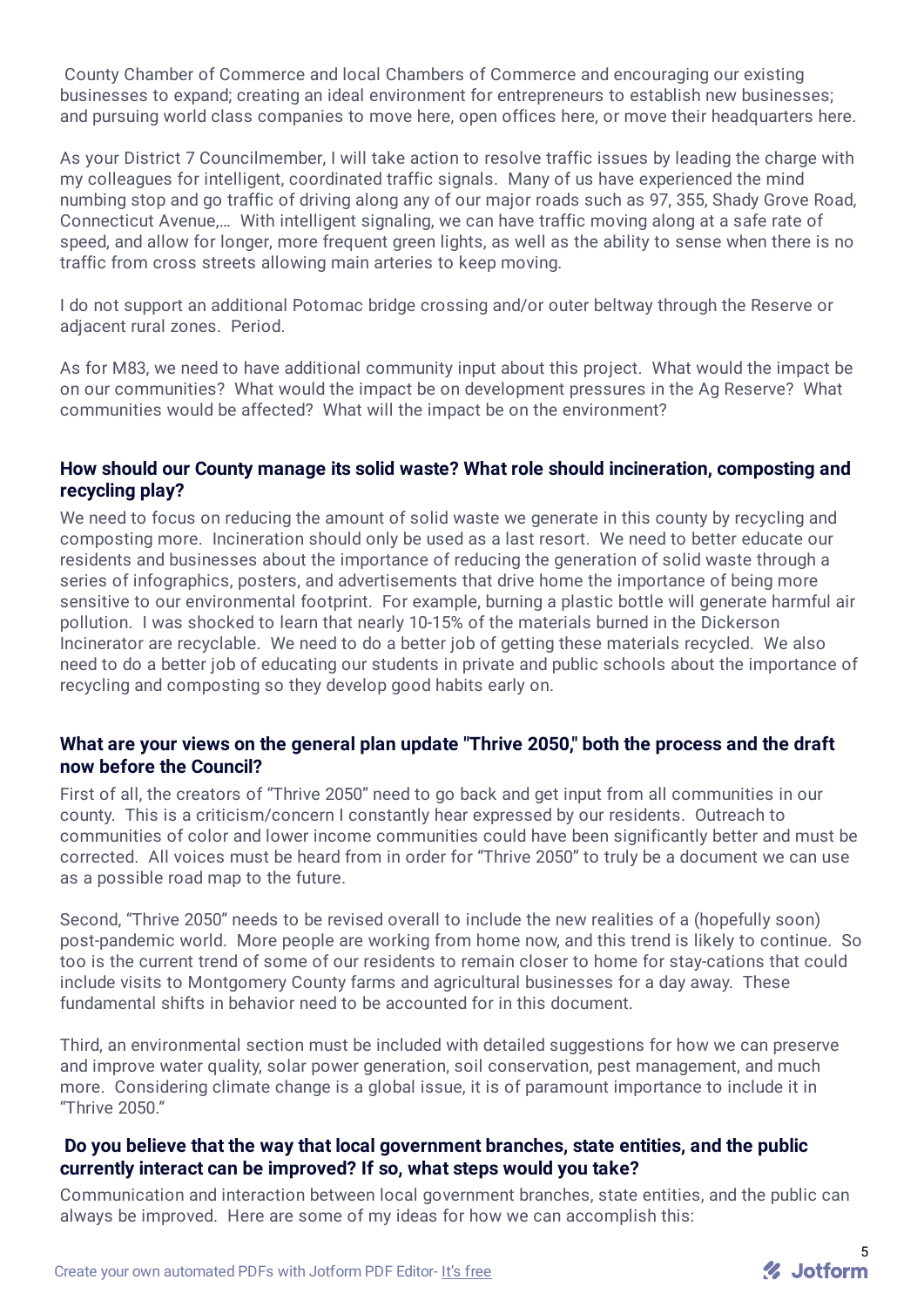County Chamber of Commerce and local Chambers of Commerce and encouraging our existing businesses to expand; creating an ideal environment for entrepreneurs to establish new businesses; and pursuing world class companies to move here, open offices here, or move their headquarters here.

As your District 7 Councilmember, I will take action to resolve traffic issues by leading the charge with my colleagues for intelligent, coordinated traffic signals. Many of us have experienced the mind numbing stop and go traffic of driving along any of our major roads such as 97, 355, Shady Grove Road, Connecticut Avenue,… With intelligent signaling, we can have traffic moving along at a safe rate of speed, and allow for longer, more frequent green lights, as well as the ability to sense when there is no traffic from cross streets allowing main arteries to keep moving.

I do not support an additional Potomac bridge crossing and/or outer beltway through the Reserve or adjacent rural zones. Period.

As for M83, we need to have additional community input about this project. What would the impact be on our communities? What would the impact be on development pressures in the Ag Reserve? What communities would be affected? What will the impact be on the environment?

### How should our County manage its solid waste? What role should incineration, composting and recycling play?

We need to focus on reducing the amount of solid waste we generate in this county by recycling and composting more. Incineration should only be used as a last resort. We need to better educate our residents and businesses about the importance of reducing the generation of solid waste through a series of infographics, posters, and advertisements that drive home the importance of being more sensitive to our environmental footprint. For example, burning a plastic bottle will generate harmful air pollution. I was shocked to learn that nearly 10-15% of the materials burned in the Dickerson Incinerator are recyclable. We need to do a better job of getting these materials recycled. We also need to do a better job of educating our students in private and public schools about the importance of recycling and composting so they develop good habits early on.

### What are your views on the general plan update "Thrive 2050," both the process and the draft now before the Council?

First of all, the creators of “Thrive 2050” need to go back and get input from all communities in our county. This is a criticism/concern I constantly hear expressed by our residents. Outreach to communities of color and lower income communities could have been significantly better and must be corrected. All voices must be heard from in order for “Thrive 2050” to truly be a document we can use as a possible road map to the future.

Second, “Thrive 2050” needs to be revised overall to include the new realities of a (hopefully soon) post-pandemic world. More people are working from home now, and this trend is likely to continue. So too is the current trend of some of our residents to remain closer to home for stay-cations that could include visits to Montgomery County farms and agricultural businesses for a day away. These fundamental shifts in behavior need to be accounted for in this document.

Third, an environmental section must be included with detailed suggestions for how we can preserve and improve water quality, solar power generation, soil conservation, pest management, and much more. Considering climate change is a global issue, it is of paramount importance to include it in “Thrive 2050.”

### Do you believe that the way that local government branches, state entities, and the public currently interact can be improved? If so, what steps would you take?

Communication and interaction between local government branches, state entities, and the public can always be improved. Here are some of my ideas for how we can accomplish this: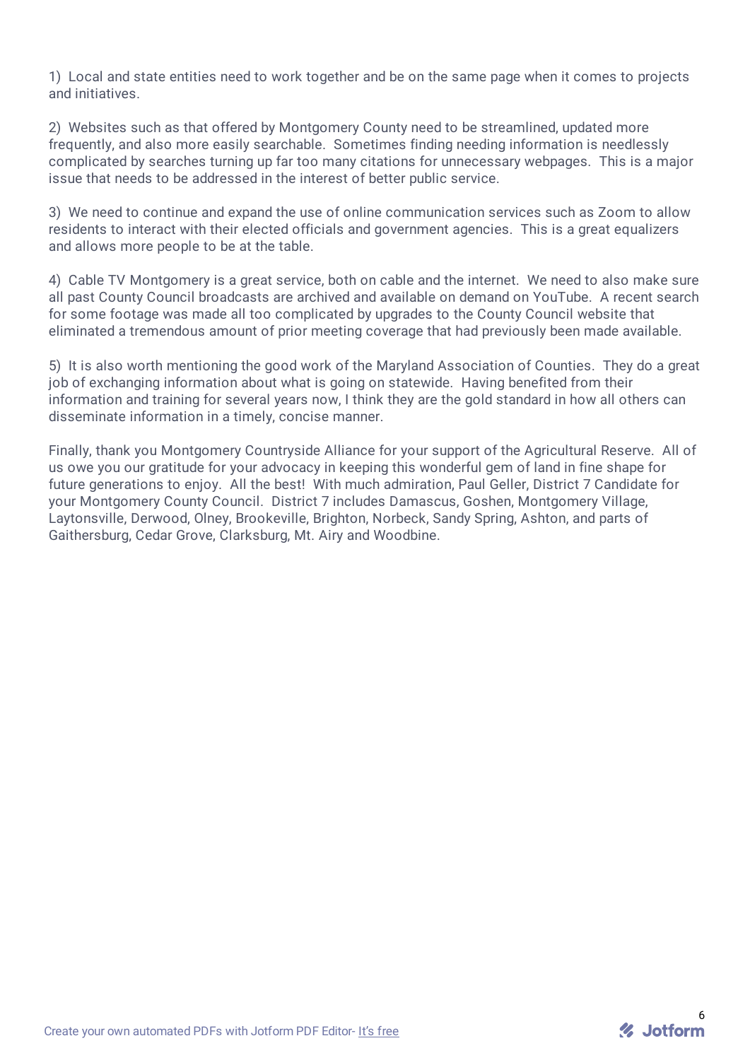1) Local and state entities need to work together and be on the same page when it comes to projects and initiatives.

2) Websites such as that offered by Montgomery County need to be streamlined, updated more frequently, and also more easily searchable. Sometimes finding needing information is needlessly complicated by searches turning up far too many citations for unnecessary webpages. This is a major issue that needs to be addressed in the interest of better public service.

3) We need to continue and expand the use of online communication services such as Zoom to allow residents to interact with their elected officials and government agencies. This is a great equalizers and allows more people to be at the table.

4) Cable TV Montgomery is a great service, both on cable and the internet. We need to also make sure all past County Council broadcasts are archived and available on demand on YouTube. A recent search for some footage was made all too complicated by upgrades to the County Council website that eliminated a tremendous amount of prior meeting coverage that had previously been made available.

5) It is also worth mentioning the good work of the Maryland Association of Counties. They do a great job of exchanging information about what is going on statewide. Having benefited from their information and training for several years now, I think they are the gold standard in how all others can disseminate information in a timely, concise manner.

Finally, thank you Montgomery Countryside Alliance for your support of the Agricultural Reserve. All of us owe you our gratitude for your advocacy in keeping this wonderful gem of land in fine shape for future generations to enjoy. All the best! With much admiration, Paul Geller, District 7 Candidate for your Montgomery County Council. District 7 includes Damascus, Goshen, Montgomery Village, Laytonsville, Derwood, Olney, Brookeville, Brighton, Norbeck, Sandy Spring, Ashton, and parts of Gaithersburg, Cedar Grove, Clarksburg, Mt. Airy and Woodbine.